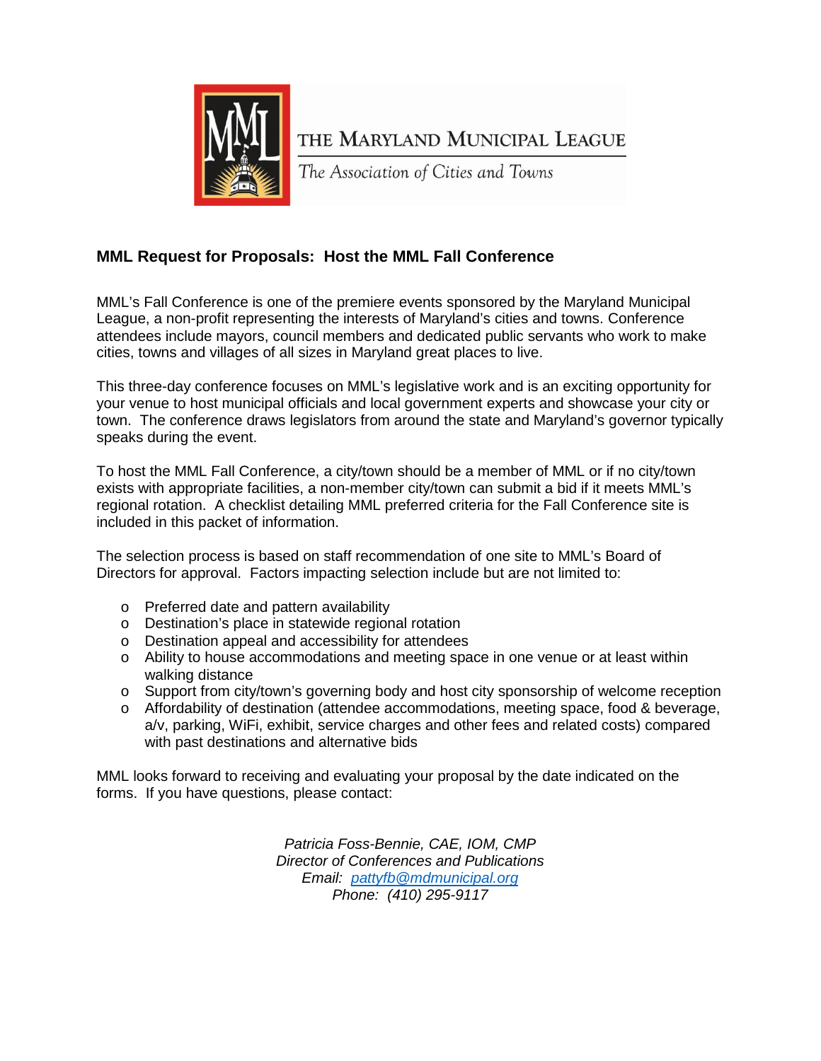THE MARYLAND MUNICIPAL LEAGUE

*The Association of Cities and Towns*

**MML Request for Proposals: Host the MML Fall Conference**

MML's Fall Conference is one of the premiere events sponsored by the Maryland Municipal League, a non-profit representing the interests of Maryland's cities and towns. Conference attendees include mayors, council members and dedicated public servants who work to make cities, towns and villages of all sizes in Maryland great places to live.

This three-day conference focuses on MML's legislative work and is an exciting opportunity for your venue to host municipal officials and local government experts and showcase your city or town. The conference draws legislators from around the state and Maryland's governor typically speaks during the event.

To host the MML Fall Conference, a city/town should be a member of MML or if no city/town exists with appropriate facilities, a non-member city/town can submit a bid if it meets MML's regional rotation. A checklist detailing MML preferred criteria for the Fall Conference site is included in this packet of information.

The selection process is based on staff recommendation of one site to MML's Board of Directors for approval. Factors impacting selection include but are not limited to:

- Preferred date and pattern availability
- Destination's place in statewide regional rotation
- Destination appeal and accessibility for attendees
- Ability to house accommodations and meeting space in one venue or at least within walking distance
- Support from city/town's governing body and host city sponsorship of welcome reception
- Affordability of destination (attendee accommodations, meeting space, food & beverage, a/v, parking, WiFi, exhibit, service charges and other fees and related costs) compared with past destinations and alternative bids

MML looks forward to receiving and evaluating your proposal by the date indicated on the forms. If you have questions, please contact:

*Patricia Foss-Bennie, CAE, IOM, CMP*
*Director of Conferences and Publications*
*Email: pattyfb@mdmunicipal.org*
*Phone: (410) 295-9117*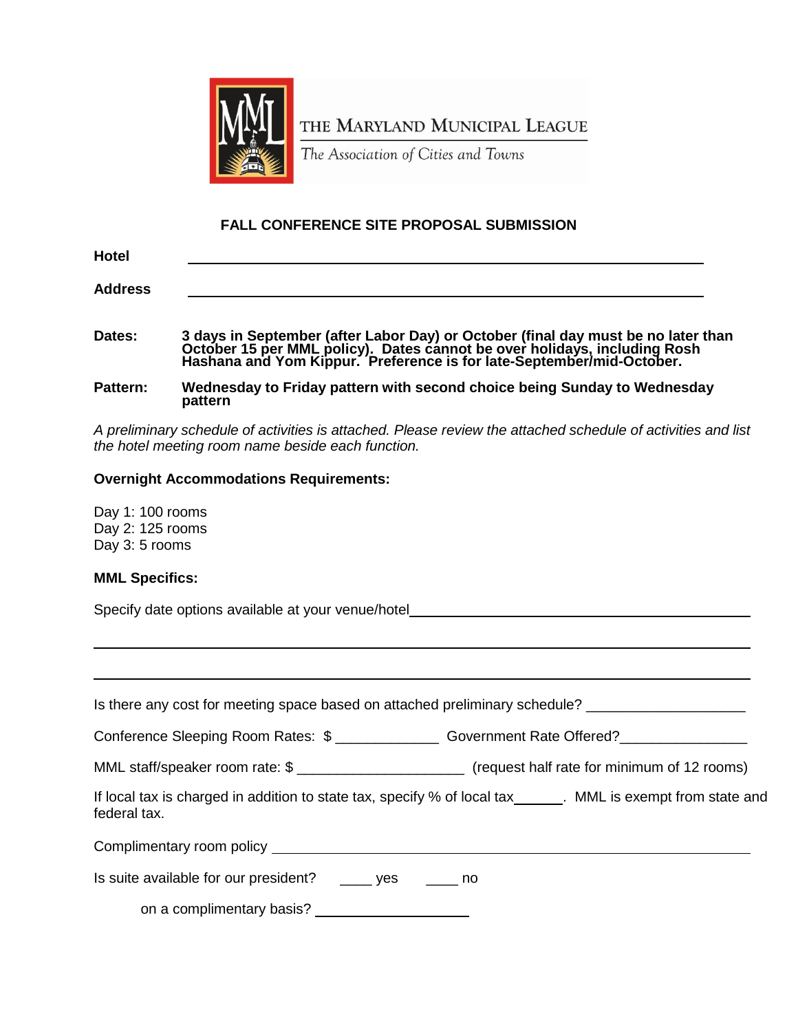THE MARYLAND MUNICIPAL LEAGUE

*The Association of Cities and Towns*

## FALL CONFERENCE SITE PROPOSAL SUBMISSION

**Hotel** ______________________________________________

**Address** ______________________________________________

**Dates:** **3 days in September (after Labor Day) or October (final day must be no later than October 15 per MML policy). Dates cannot be over holidays, including Rosh Hashana and Yom Kippur. Preference is for late-September/mid-October.**

**Pattern:** **Wednesday to Friday pattern with second choice being Sunday to Wednesday pattern**

*A preliminary schedule of activities is attached. Please review the attached schedule of activities and list the hotel meeting room name beside each function.*

**Overnight Accommodations Requirements:**

Day 1: 100 rooms
Day 2: 125 rooms
Day 3: 5 rooms

**MML Specifics:**

Specify date options available at your venue/hotel______________________________________________

______________________________________________

______________________________________________

Is there any cost for meeting space based on attached preliminary schedule? ____________________

Conference Sleeping Room Rates: $ _____________ Government Rate Offered?________________

MML staff/speaker room rate: $ _____________________ (request half rate for minimum of 12 rooms)

If local tax is charged in addition to state tax, specify % of local tax______. MML is exempt from state and federal tax.

Complimentary room policy ______________________________________________

Is suite available for our president? ____ yes ____ no

on a complimentary basis? ____________________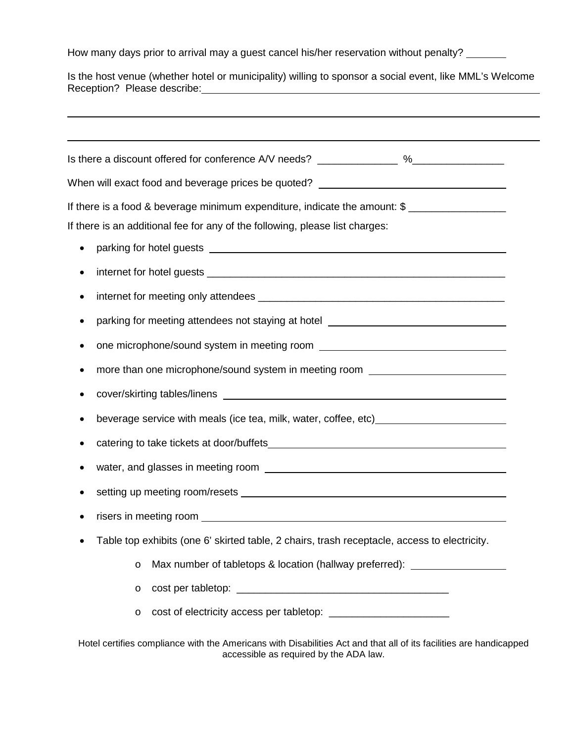How many days prior to arrival may a guest cancel his/her reservation without penalty? _______

Is the host venue (whether hotel or municipality) willing to sponsor a social event, like MML's Welcome Reception? Please describe: ____________________________________________

____________________________________________________________________________

____________________________________________________________________________

Is there a discount offered for conference A/V needs? _____________ %_______________

When will exact food and beverage prices be quoted? ________________________________

If there is a food & beverage minimum expenditure, indicate the amount: $ ________________

If there is an additional fee for any of the following, please list charges:

- parking for hotel guests ____________________________________________________
- internet for hotel guests ____________________________________________________
- internet for meeting only attendees ___________________________________________
- parking for meeting attendees not staying at hotel ______________________________
- one microphone/sound system in meeting room _________________________________
- more than one microphone/sound system in meeting room _______________________
- cover/skirting tables/linens _________________________________________________
- beverage service with meals (ice tea, milk, water, coffee, etc)_____________________
- catering to take tickets at door/buffets________________________________________
- water, and glasses in meeting room __________________________________________
- setting up meeting room/resets _____________________________________________
- risers in meeting room ____________________________________________________
- Table top exhibits (one 6' skirted table, 2 chairs, trash receptacle, access to electricity.
    - Max number of tabletops & location (hallway preferred): ________________
    - cost per tabletop: ____________________________________
    - cost of electricity access per tabletop: ____________________

Hotel certifies compliance with the Americans with Disabilities Act and that all of its facilities are handicapped accessible as required by the ADA law.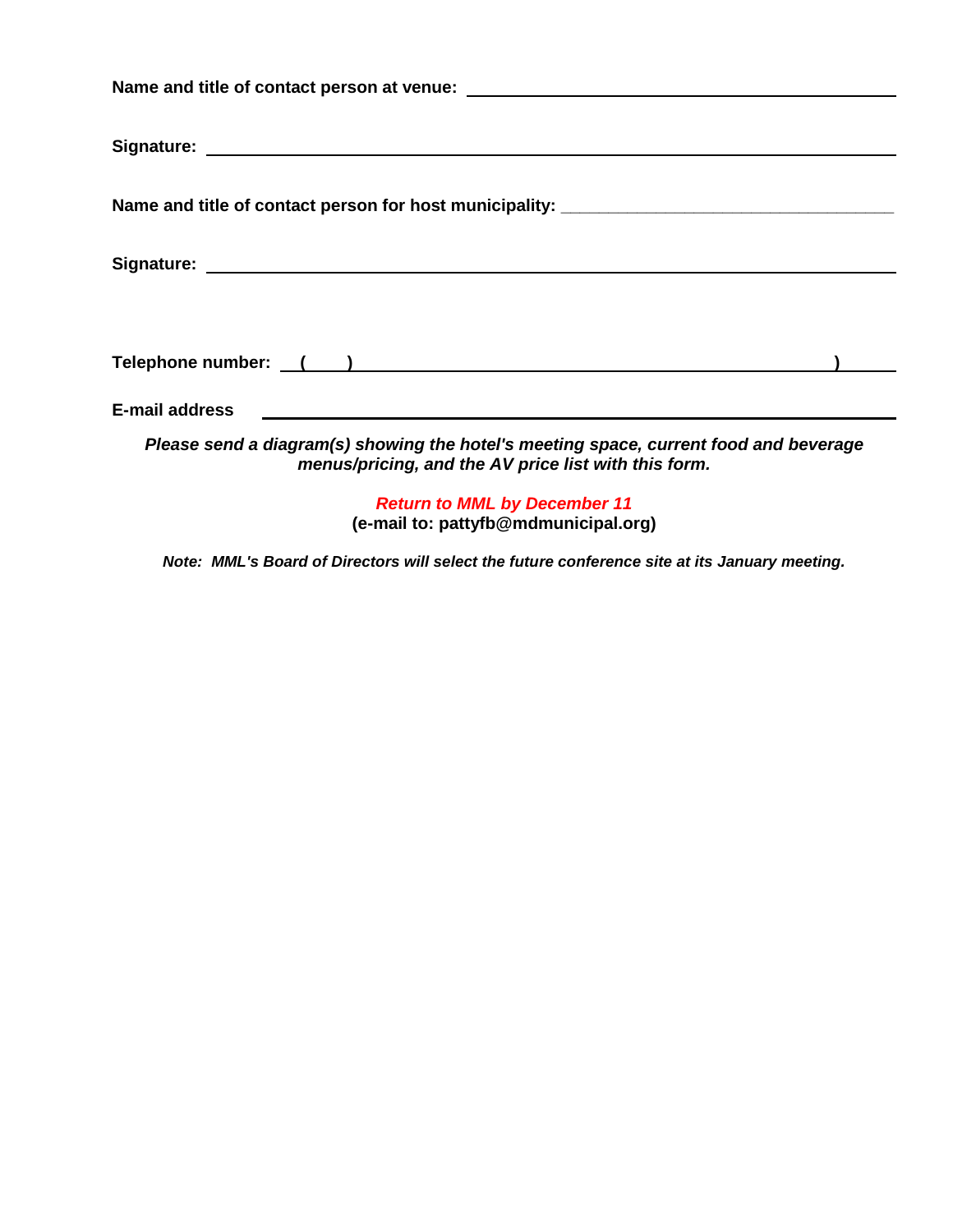**Name and title of contact person at venue:** ______________________________

**Signature:** ______________________________

**Name and title of contact person for host municipality:** ______________________________

**Signature:** ______________________________

**Telephone number:** ( ) ______________________________ )

**E-mail address** ______________________________

***Please send a diagram(s) showing the hotel's meeting space, current food and beverage menus/pricing, and the AV price list with this form.***

***Return to MML by December 11***
**(e-mail to: pattyfb@mdmunicipal.org)**

***Note: MML's Board of Directors will select the future conference site at its January meeting.***